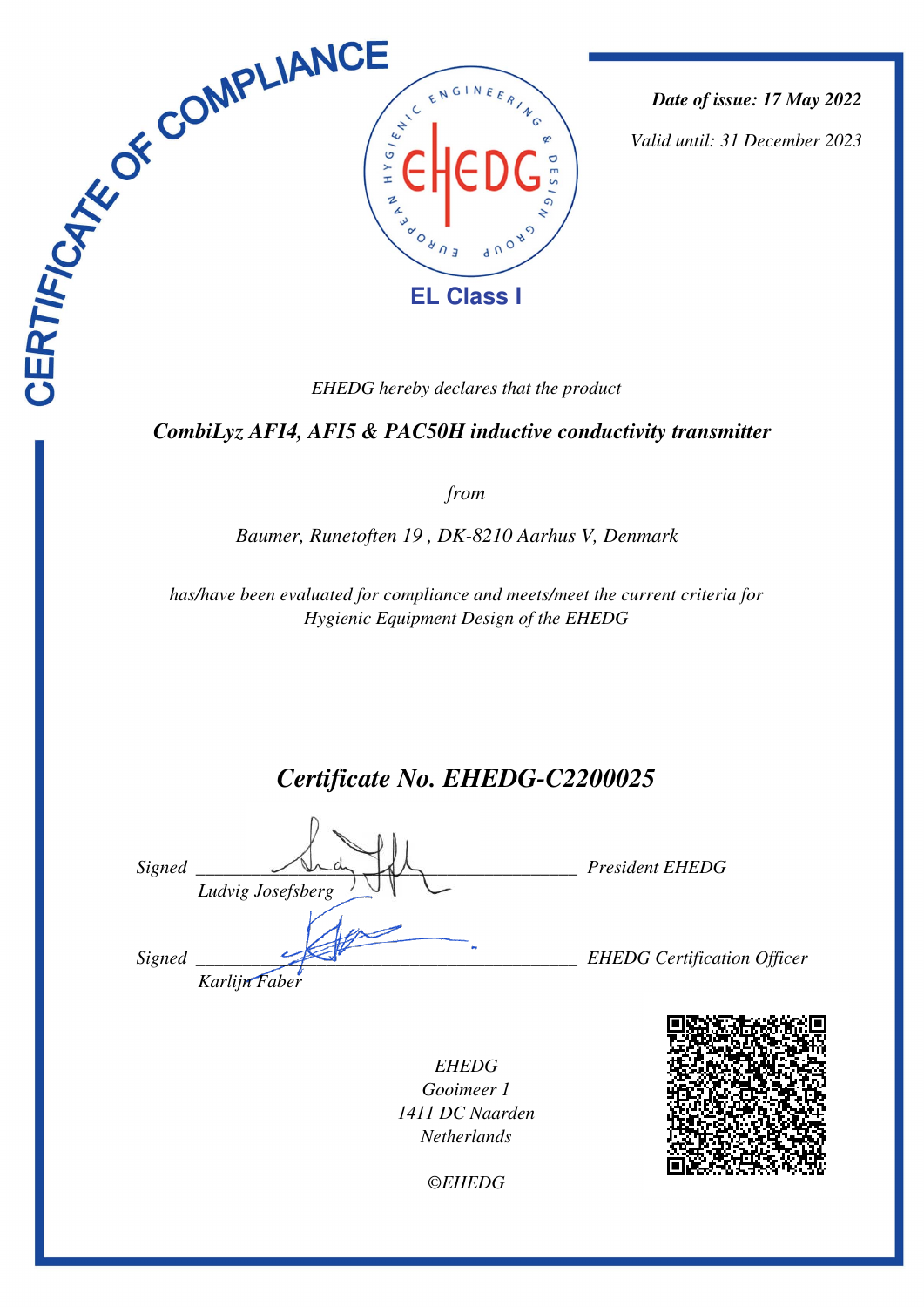# CERTIFICATE OF COMPLIANCE

EUROPEAN HYGIENIC ENGINEERING & DESIGN GROUP

EHEDG

**EL Class I**

***Date of issue: 17 May 2022***

*Valid until: 31 December 2023*

*EHEDG hereby declares that the product*

***CombiLyz AFI4, AFI5 & PAC50H inductive conductivity transmitter***

*from*

*Baumer, Runetoften 19 , DK-8210 Aarhus V, Denmark*

*has/have been evaluated for compliance and meets/meet the current criteria for Hygienic Equipment Design of the EHEDG*

## *Certificate No. EHEDG-C2200025*

*Signed* ______________________________ *President EHEDG*
*Ludvig Josefsberg*

*Signed* ______________________________ *EHEDG Certification Officer*
*Karlijn Faber*

*EHEDG*
*Gooimeer 1*
*1411 DC Naarden*
*Netherlands*

*©EHEDG*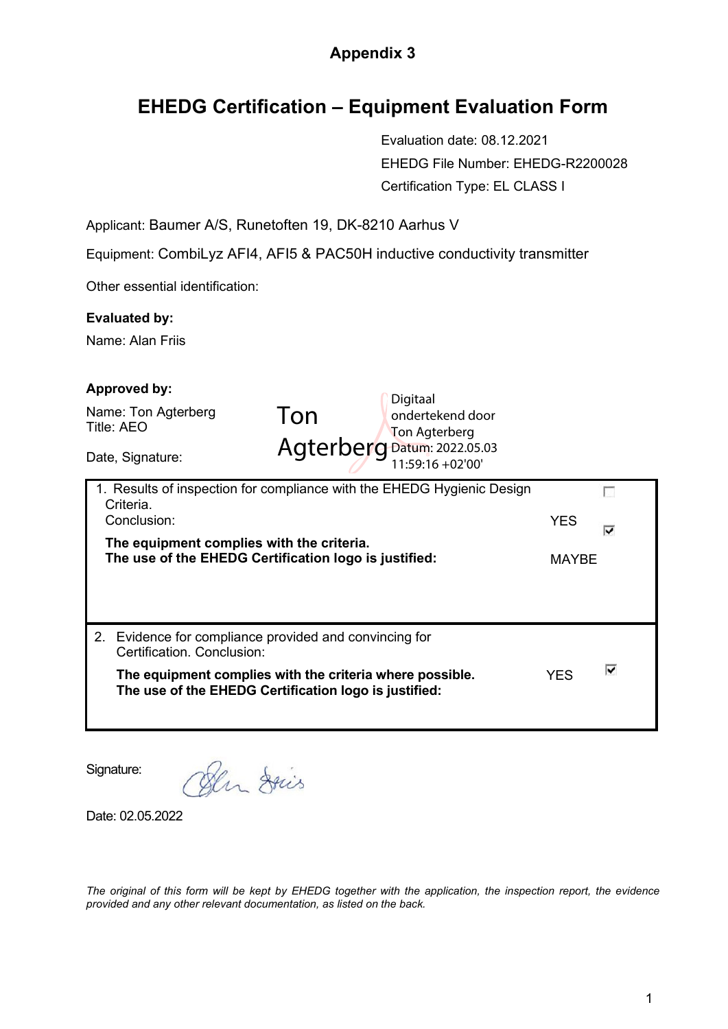**Appendix 3**

# EHEDG Certification – Equipment Evaluation Form

Evaluation date: 08.12.2021

EHEDG File Number: EHEDG-R2200028

Certification Type: EL CLASS I

Applicant: Baumer A/S, Runetoften 19, DK-8210 Aarhus V

Equipment: CombiLyz AFI4, AFI5 & PAC50H inductive conductivity transmitter

Other essential identification:

**Evaluated by:**

Name: Alan Friis

**Approved by:**

Name: Ton Agterberg
Title: AEO

Date, Signature: Ton Agterberg — Digitaal ondertekend door Ton Agterberg Datum: 2022.05.03 11:59:16 +02'00'

| | | |
|---|---|---|
| 1. Results of inspection for compliance with the EHEDG Hygienic Design Criteria. Conclusion:<br>**The equipment complies with the criteria. The use of the EHEDG Certification logo is justified:** | YES<br>MAYBE | ☐<br>☑ |
| 2. Evidence for compliance provided and convincing for Certification. Conclusion:<br>**The equipment complies with the criteria where possible. The use of the EHEDG Certification logo is justified:** | YES | ☑ |

Signature: Alan Friis

Date: 02.05.2022

*The original of this form will be kept by EHEDG together with the application, the inspection report, the evidence provided and any other relevant documentation, as listed on the back.*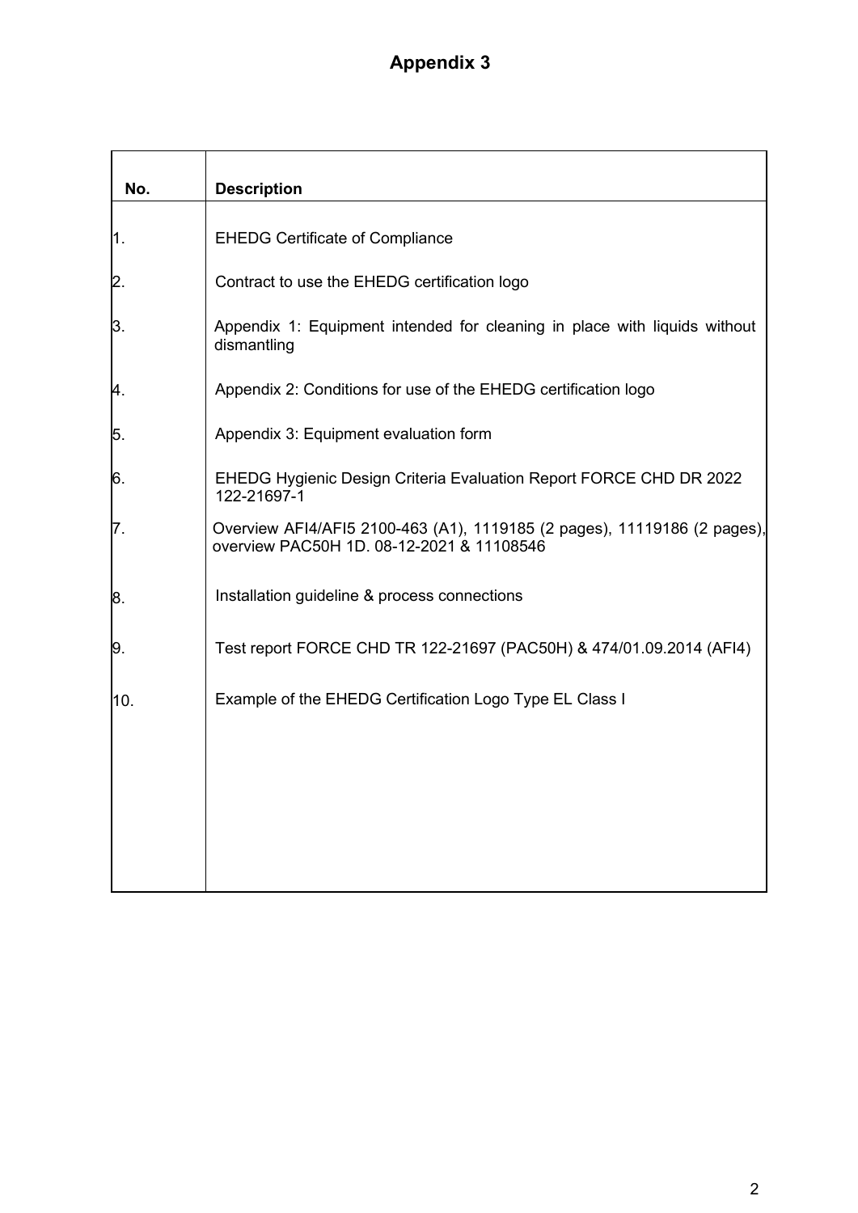# Appendix 3

| No. | Description |
| --- | --- |
| 1. | EHEDG Certificate of Compliance |
| 2. | Contract to use the EHEDG certification logo |
| 3. | Appendix 1: Equipment intended for cleaning in place with liquids without dismantling |
| 4. | Appendix 2: Conditions for use of the EHEDG certification logo |
| 5. | Appendix 3: Equipment evaluation form |
| 6. | EHEDG Hygienic Design Criteria Evaluation Report FORCE CHD DR 2022 122-21697-1 |
| 7. | Overview AFI4/AFI5 2100-463 (A1), 1119185 (2 pages), 11119186 (2 pages), overview PAC50H 1D. 08-12-2021 & 11108546 |
| 8. | Installation guideline & process connections |
| 9. | Test report FORCE CHD TR 122-21697 (PAC50H) & 474/01.09.2014 (AFI4) |
| 10. | Example of the EHEDG Certification Logo Type EL Class I |